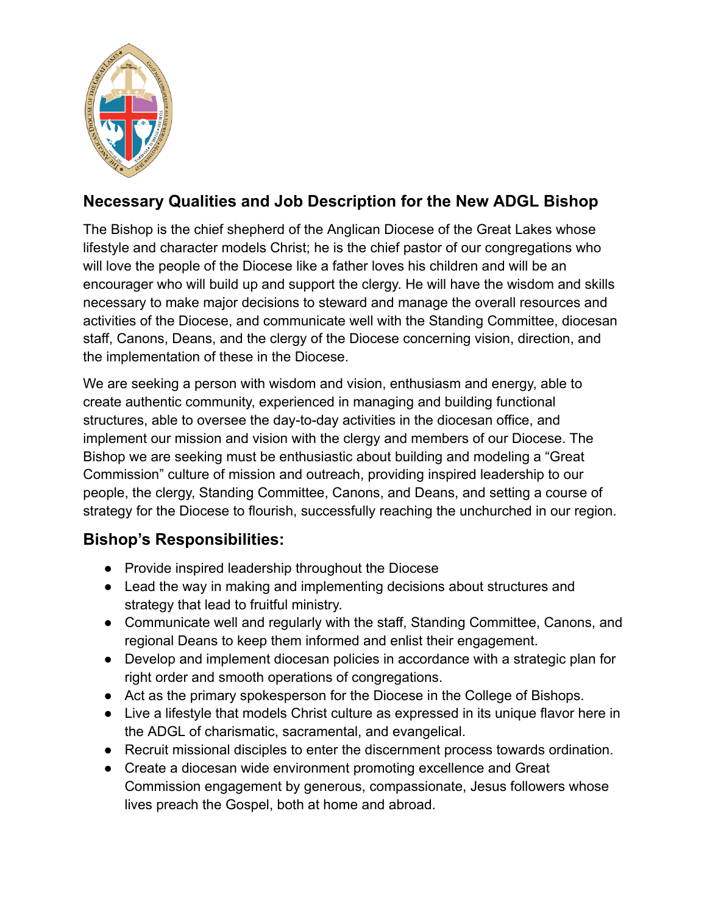## Necessary Qualities and Job Description for the New ADGL Bishop

The Bishop is the chief shepherd of the Anglican Diocese of the Great Lakes whose lifestyle and character models Christ; he is the chief pastor of our congregations who will love the people of the Diocese like a father loves his children and will be an encourager who will build up and support the clergy. He will have the wisdom and skills necessary to make major decisions to steward and manage the overall resources and activities of the Diocese, and communicate well with the Standing Committee, diocesan staff, Canons, Deans, and the clergy of the Diocese concerning vision, direction, and the implementation of these in the Diocese.

We are seeking a person with wisdom and vision, enthusiasm and energy, able to create authentic community, experienced in managing and building functional structures, able to oversee the day-to-day activities in the diocesan office, and implement our mission and vision with the clergy and members of our Diocese. The Bishop we are seeking must be enthusiastic about building and modeling a "Great Commission" culture of mission and outreach, providing inspired leadership to our people, the clergy, Standing Committee, Canons, and Deans, and setting a course of strategy for the Diocese to flourish, successfully reaching the unchurched in our region.

## Bishop's Responsibilities:

- Provide inspired leadership throughout the Diocese
- Lead the way in making and implementing decisions about structures and strategy that lead to fruitful ministry.
- Communicate well and regularly with the staff, Standing Committee, Canons, and regional Deans to keep them informed and enlist their engagement.
- Develop and implement diocesan policies in accordance with a strategic plan for right order and smooth operations of congregations.
- Act as the primary spokesperson for the Diocese in the College of Bishops.
- Live a lifestyle that models Christ culture as expressed in its unique flavor here in the ADGL of charismatic, sacramental, and evangelical.
- Recruit missional disciples to enter the discernment process towards ordination.
- Create a diocesan wide environment promoting excellence and Great Commission engagement by generous, compassionate, Jesus followers whose lives preach the Gospel, both at home and abroad.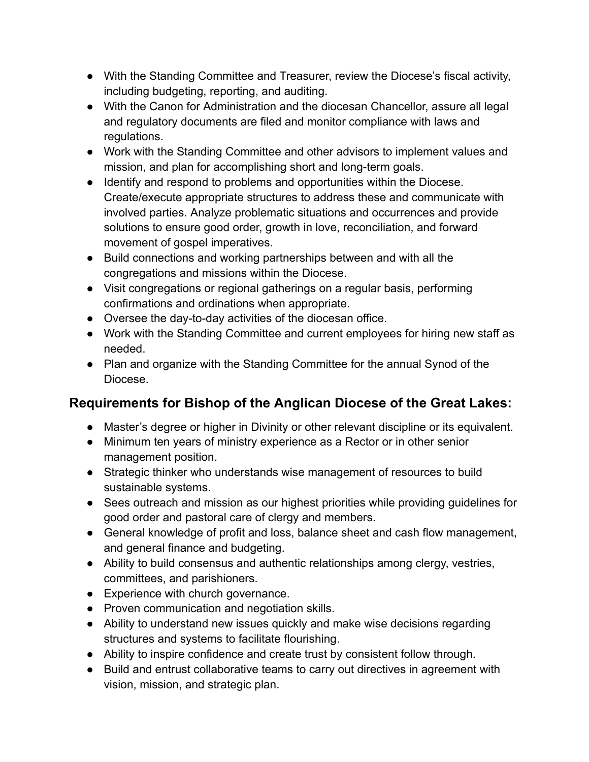- With the Standing Committee and Treasurer, review the Diocese's fiscal activity, including budgeting, reporting, and auditing.
- With the Canon for Administration and the diocesan Chancellor, assure all legal and regulatory documents are filed and monitor compliance with laws and regulations.
- Work with the Standing Committee and other advisors to implement values and mission, and plan for accomplishing short and long-term goals.
- Identify and respond to problems and opportunities within the Diocese. Create/execute appropriate structures to address these and communicate with involved parties. Analyze problematic situations and occurrences and provide solutions to ensure good order, growth in love, reconciliation, and forward movement of gospel imperatives.
- Build connections and working partnerships between and with all the congregations and missions within the Diocese.
- Visit congregations or regional gatherings on a regular basis, performing confirmations and ordinations when appropriate.
- Oversee the day-to-day activities of the diocesan office.
- Work with the Standing Committee and current employees for hiring new staff as needed.
- Plan and organize with the Standing Committee for the annual Synod of the Diocese.

## Requirements for Bishop of the Anglican Diocese of the Great Lakes:

- Master's degree or higher in Divinity or other relevant discipline or its equivalent.
- Minimum ten years of ministry experience as a Rector or in other senior management position.
- Strategic thinker who understands wise management of resources to build sustainable systems.
- Sees outreach and mission as our highest priorities while providing guidelines for good order and pastoral care of clergy and members.
- General knowledge of profit and loss, balance sheet and cash flow management, and general finance and budgeting.
- Ability to build consensus and authentic relationships among clergy, vestries, committees, and parishioners.
- Experience with church governance.
- Proven communication and negotiation skills.
- Ability to understand new issues quickly and make wise decisions regarding structures and systems to facilitate flourishing.
- Ability to inspire confidence and create trust by consistent follow through.
- Build and entrust collaborative teams to carry out directives in agreement with vision, mission, and strategic plan.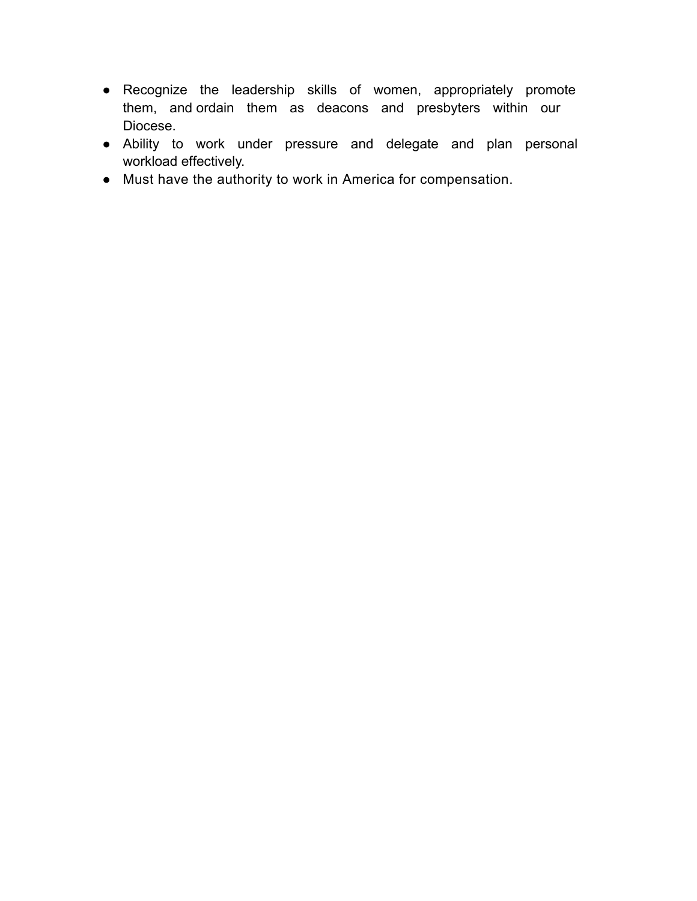- Recognize the leadership skills of women, appropriately promote them, and ordain them as deacons and presbyters within our Diocese.
- Ability to work under pressure and delegate and plan personal workload effectively.
- Must have the authority to work in America for compensation.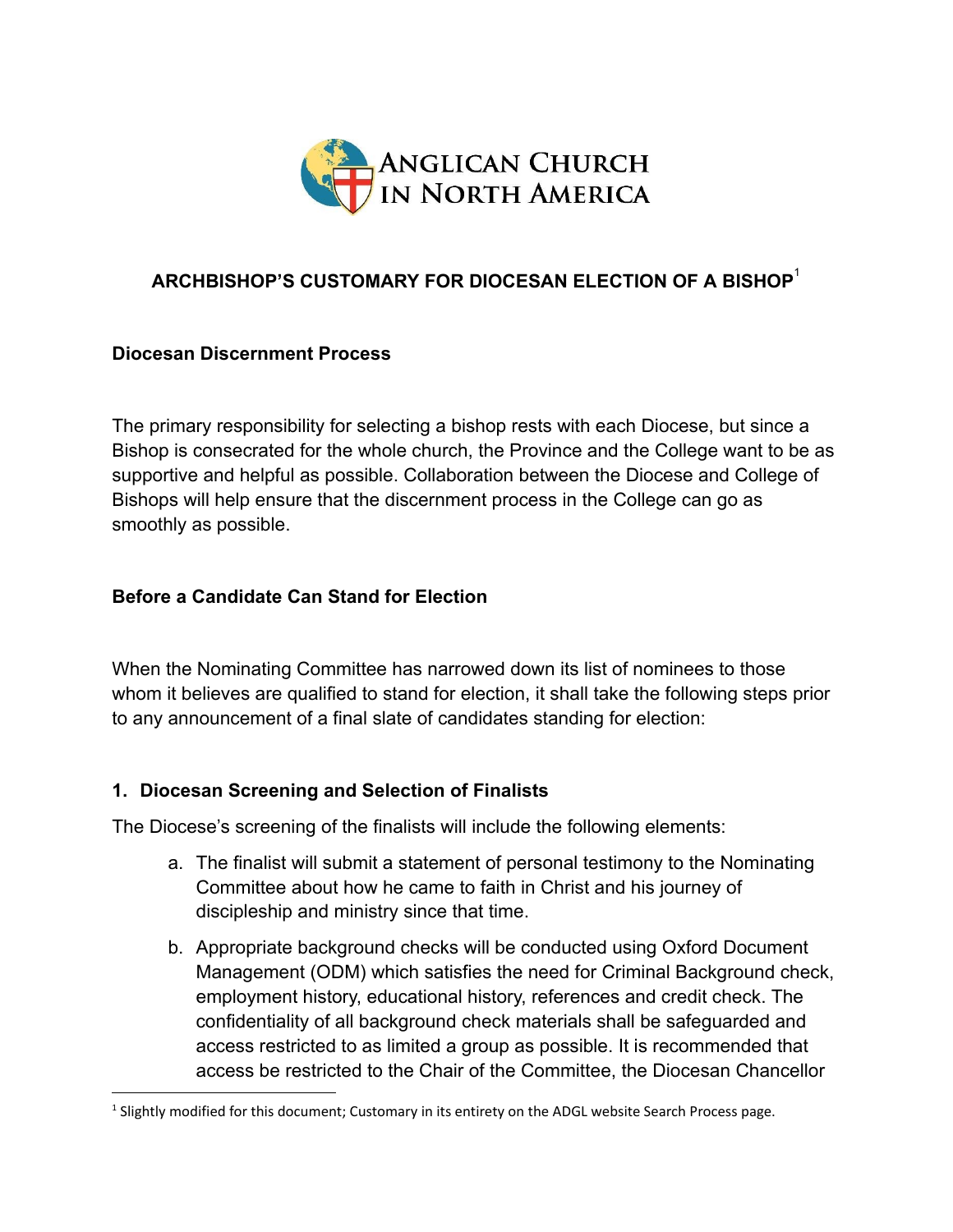**ANGLICAN CHURCH IN NORTH AMERICA**

# ARCHBISHOP'S CUSTOMARY FOR DIOCESAN ELECTION OF A BISHOP[1]

## Diocesan Discernment Process

The primary responsibility for selecting a bishop rests with each Diocese, but since a Bishop is consecrated for the whole church, the Province and the College want to be as supportive and helpful as possible. Collaboration between the Diocese and College of Bishops will help ensure that the discernment process in the College can go as smoothly as possible.

## Before a Candidate Can Stand for Election

When the Nominating Committee has narrowed down its list of nominees to those whom it believes are qualified to stand for election, it shall take the following steps prior to any announcement of a final slate of candidates standing for election:

### 1. Diocesan Screening and Selection of Finalists

The Diocese's screening of the finalists will include the following elements:

a. The finalist will submit a statement of personal testimony to the Nominating Committee about how he came to faith in Christ and his journey of discipleship and ministry since that time.

b. Appropriate background checks will be conducted using Oxford Document Management (ODM) which satisfies the need for Criminal Background check, employment history, educational history, references and credit check. The confidentiality of all background check materials shall be safeguarded and access restricted to as limited a group as possible. It is recommended that access be restricted to the Chair of the Committee, the Diocesan Chancellor

[1] Slightly modified for this document; Customary in its entirety on the ADGL website Search Process page.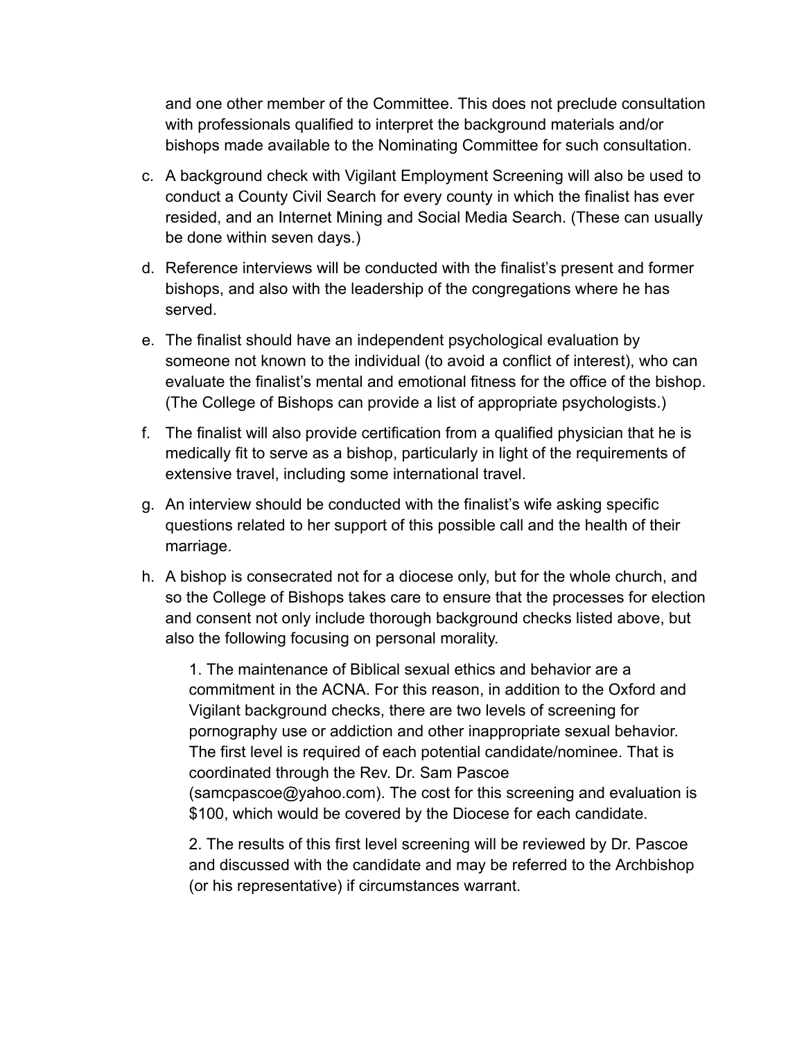and one other member of the Committee. This does not preclude consultation with professionals qualified to interpret the background materials and/or bishops made available to the Nominating Committee for such consultation.

c. A background check with Vigilant Employment Screening will also be used to conduct a County Civil Search for every county in which the finalist has ever resided, and an Internet Mining and Social Media Search. (These can usually be done within seven days.)

d. Reference interviews will be conducted with the finalist's present and former bishops, and also with the leadership of the congregations where he has served.

e. The finalist should have an independent psychological evaluation by someone not known to the individual (to avoid a conflict of interest), who can evaluate the finalist's mental and emotional fitness for the office of the bishop. (The College of Bishops can provide a list of appropriate psychologists.)

f. The finalist will also provide certification from a qualified physician that he is medically fit to serve as a bishop, particularly in light of the requirements of extensive travel, including some international travel.

g. An interview should be conducted with the finalist's wife asking specific questions related to her support of this possible call and the health of their marriage.

h. A bishop is consecrated not for a diocese only, but for the whole church, and so the College of Bishops takes care to ensure that the processes for election and consent not only include thorough background checks listed above, but also the following focusing on personal morality.

    1. The maintenance of Biblical sexual ethics and behavior are a commitment in the ACNA. For this reason, in addition to the Oxford and Vigilant background checks, there are two levels of screening for pornography use or addiction and other inappropriate sexual behavior. The first level is required of each potential candidate/nominee. That is coordinated through the Rev. Dr. Sam Pascoe (samcpascoe@yahoo.com). The cost for this screening and evaluation is $100, which would be covered by the Diocese for each candidate.

    2. The results of this first level screening will be reviewed by Dr. Pascoe and discussed with the candidate and may be referred to the Archbishop (or his representative) if circumstances warrant.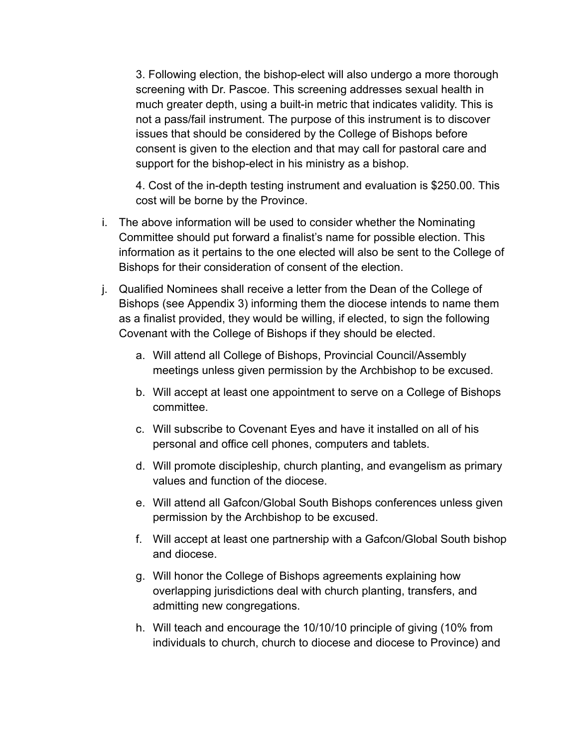3. Following election, the bishop-elect will also undergo a more thorough screening with Dr. Pascoe. This screening addresses sexual health in much greater depth, using a built-in metric that indicates validity. This is not a pass/fail instrument. The purpose of this instrument is to discover issues that should be considered by the College of Bishops before consent is given to the election and that may call for pastoral care and support for the bishop-elect in his ministry as a bishop.

4. Cost of the in-depth testing instrument and evaluation is $250.00. This cost will be borne by the Province.

i. The above information will be used to consider whether the Nominating Committee should put forward a finalist's name for possible election. This information as it pertains to the one elected will also be sent to the College of Bishops for their consideration of consent of the election.

j. Qualified Nominees shall receive a letter from the Dean of the College of Bishops (see Appendix 3) informing them the diocese intends to name them as a finalist provided, they would be willing, if elected, to sign the following Covenant with the College of Bishops if they should be elected.

   a. Will attend all College of Bishops, Provincial Council/Assembly meetings unless given permission by the Archbishop to be excused.

   b. Will accept at least one appointment to serve on a College of Bishops committee.

   c. Will subscribe to Covenant Eyes and have it installed on all of his personal and office cell phones, computers and tablets.

   d. Will promote discipleship, church planting, and evangelism as primary values and function of the diocese.

   e. Will attend all Gafcon/Global South Bishops conferences unless given permission by the Archbishop to be excused.

   f. Will accept at least one partnership with a Gafcon/Global South bishop and diocese.

   g. Will honor the College of Bishops agreements explaining how overlapping jurisdictions deal with church planting, transfers, and admitting new congregations.

   h. Will teach and encourage the 10/10/10 principle of giving (10% from individuals to church, church to diocese and diocese to Province) and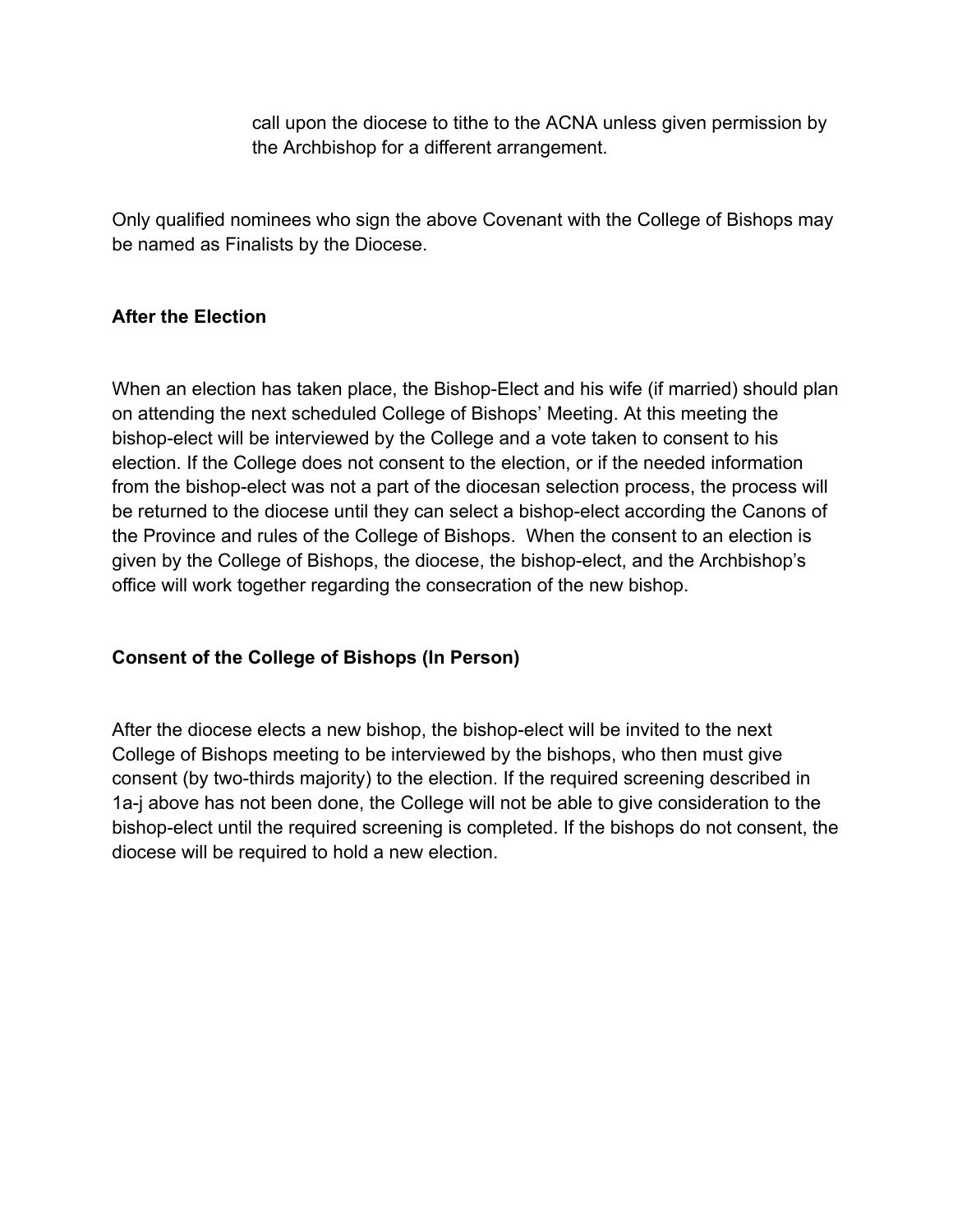call upon the diocese to tithe to the ACNA unless given permission by the Archbishop for a different arrangement.

Only qualified nominees who sign the above Covenant with the College of Bishops may be named as Finalists by the Diocese.

### After the Election

When an election has taken place, the Bishop-Elect and his wife (if married) should plan on attending the next scheduled College of Bishops' Meeting. At this meeting the bishop-elect will be interviewed by the College and a vote taken to consent to his election. If the College does not consent to the election, or if the needed information from the bishop-elect was not a part of the diocesan selection process, the process will be returned to the diocese until they can select a bishop-elect according the Canons of the Province and rules of the College of Bishops. When the consent to an election is given by the College of Bishops, the diocese, the bishop-elect, and the Archbishop's office will work together regarding the consecration of the new bishop.

### Consent of the College of Bishops (In Person)

After the diocese elects a new bishop, the bishop-elect will be invited to the next College of Bishops meeting to be interviewed by the bishops, who then must give consent (by two-thirds majority) to the election. If the required screening described in 1a-j above has not been done, the College will not be able to give consideration to the bishop-elect until the required screening is completed. If the bishops do not consent, the diocese will be required to hold a new election.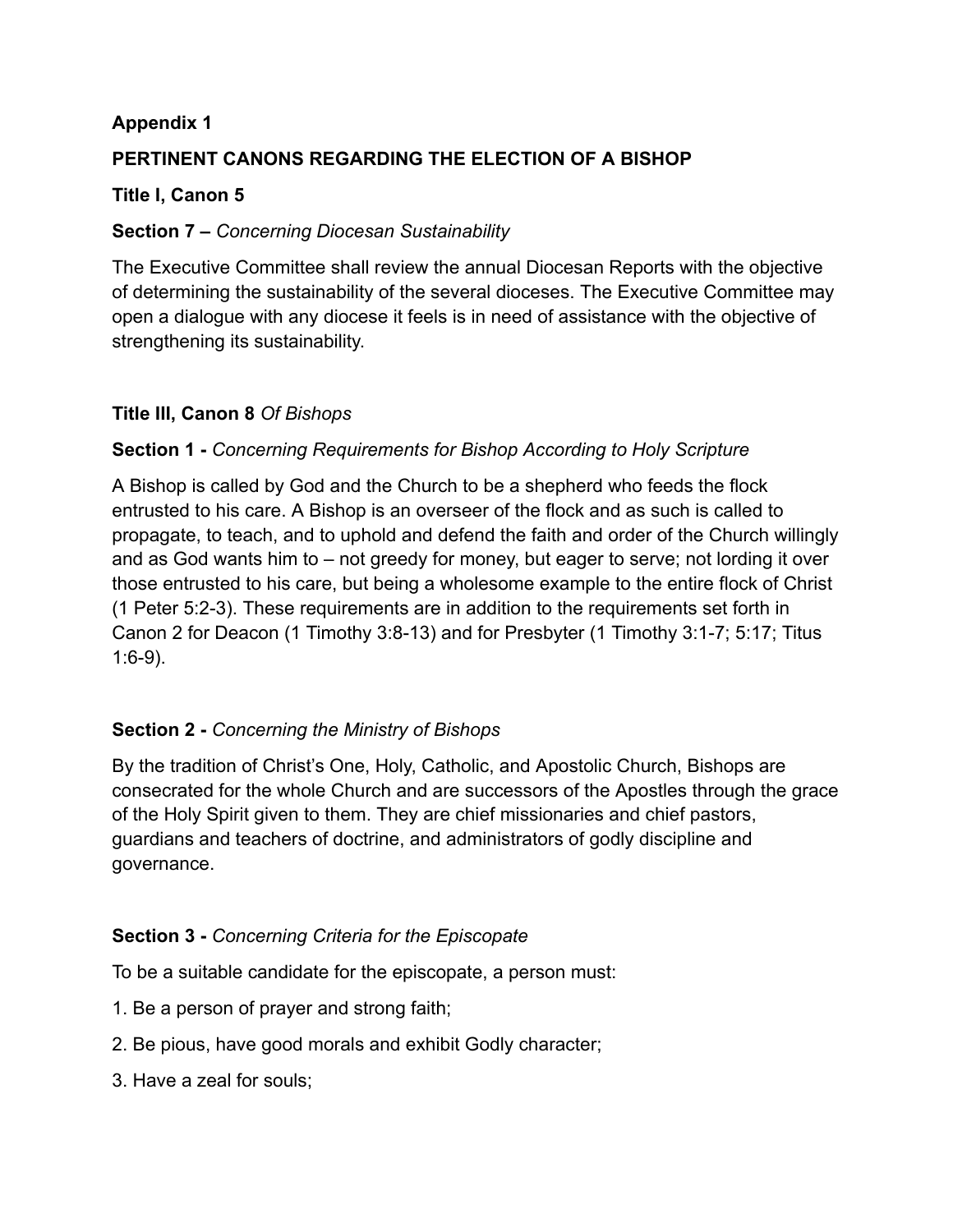**Appendix 1**

**PERTINENT CANONS REGARDING THE ELECTION OF A BISHOP**

**Title I, Canon 5**

**Section 7 –** *Concerning Diocesan Sustainability*

The Executive Committee shall review the annual Diocesan Reports with the objective of determining the sustainability of the several dioceses. The Executive Committee may open a dialogue with any diocese it feels is in need of assistance with the objective of strengthening its sustainability.

**Title III, Canon 8** *Of Bishops*

**Section 1 -** *Concerning Requirements for Bishop According to Holy Scripture*

A Bishop is called by God and the Church to be a shepherd who feeds the flock entrusted to his care. A Bishop is an overseer of the flock and as such is called to propagate, to teach, and to uphold and defend the faith and order of the Church willingly and as God wants him to – not greedy for money, but eager to serve; not lording it over those entrusted to his care, but being a wholesome example to the entire flock of Christ (1 Peter 5:2-3). These requirements are in addition to the requirements set forth in Canon 2 for Deacon (1 Timothy 3:8-13) and for Presbyter (1 Timothy 3:1-7; 5:17; Titus 1:6-9).

**Section 2 -** *Concerning the Ministry of Bishops*

By the tradition of Christ's One, Holy, Catholic, and Apostolic Church, Bishops are consecrated for the whole Church and are successors of the Apostles through the grace of the Holy Spirit given to them. They are chief missionaries and chief pastors, guardians and teachers of doctrine, and administrators of godly discipline and governance.

**Section 3 -** *Concerning Criteria for the Episcopate*

To be a suitable candidate for the episcopate, a person must:

1. Be a person of prayer and strong faith;
2. Be pious, have good morals and exhibit Godly character;
3. Have a zeal for souls;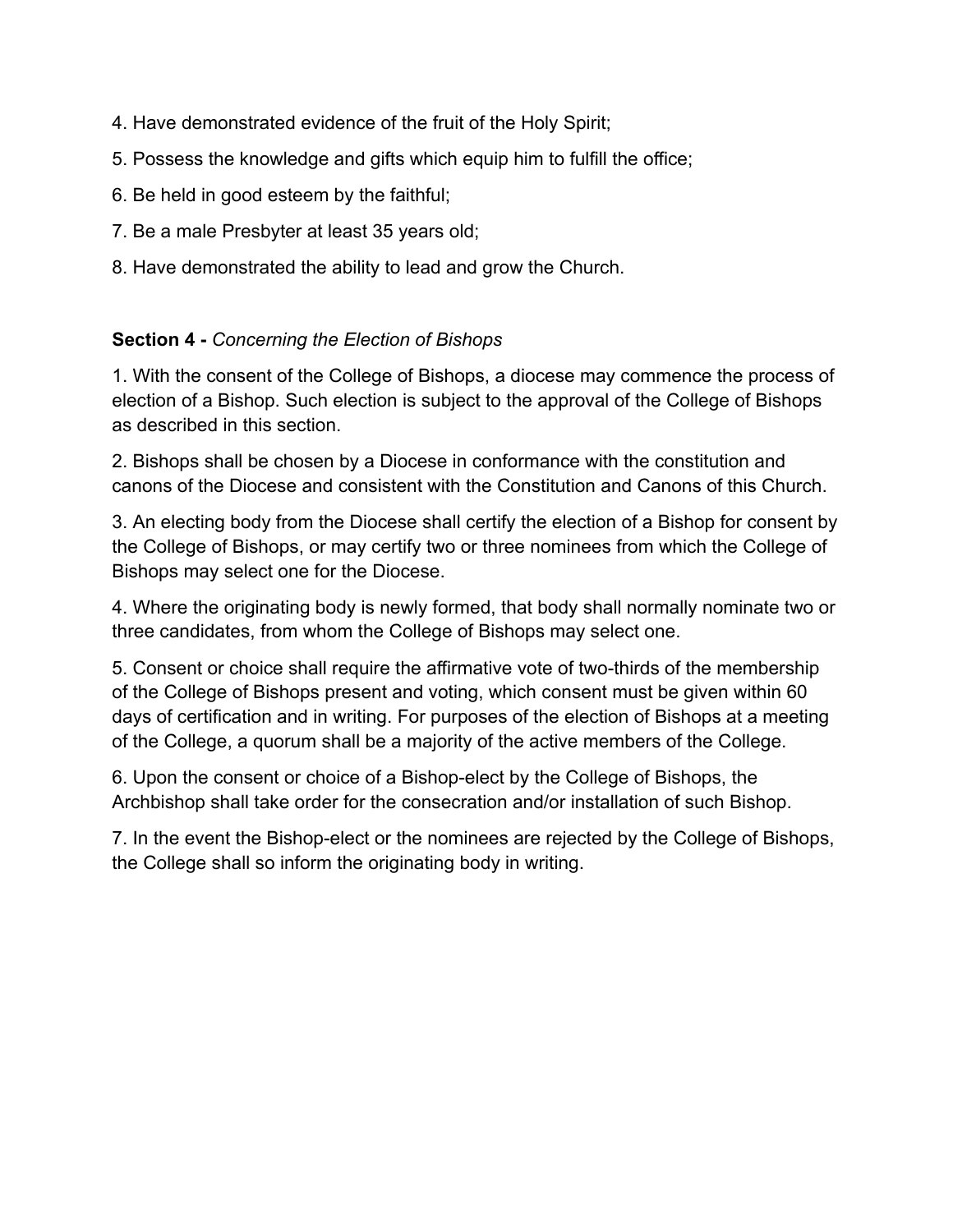4. Have demonstrated evidence of the fruit of the Holy Spirit;

5. Possess the knowledge and gifts which equip him to fulfill the office;

6. Be held in good esteem by the faithful;

7. Be a male Presbyter at least 35 years old;

8. Have demonstrated the ability to lead and grow the Church.

**Section 4 -** *Concerning the Election of Bishops*

1. With the consent of the College of Bishops, a diocese may commence the process of election of a Bishop. Such election is subject to the approval of the College of Bishops as described in this section.

2. Bishops shall be chosen by a Diocese in conformance with the constitution and canons of the Diocese and consistent with the Constitution and Canons of this Church.

3. An electing body from the Diocese shall certify the election of a Bishop for consent by the College of Bishops, or may certify two or three nominees from which the College of Bishops may select one for the Diocese.

4. Where the originating body is newly formed, that body shall normally nominate two or three candidates, from whom the College of Bishops may select one.

5. Consent or choice shall require the affirmative vote of two-thirds of the membership of the College of Bishops present and voting, which consent must be given within 60 days of certification and in writing. For purposes of the election of Bishops at a meeting of the College, a quorum shall be a majority of the active members of the College.

6. Upon the consent or choice of a Bishop-elect by the College of Bishops, the Archbishop shall take order for the consecration and/or installation of such Bishop.

7. In the event the Bishop-elect or the nominees are rejected by the College of Bishops, the College shall so inform the originating body in writing.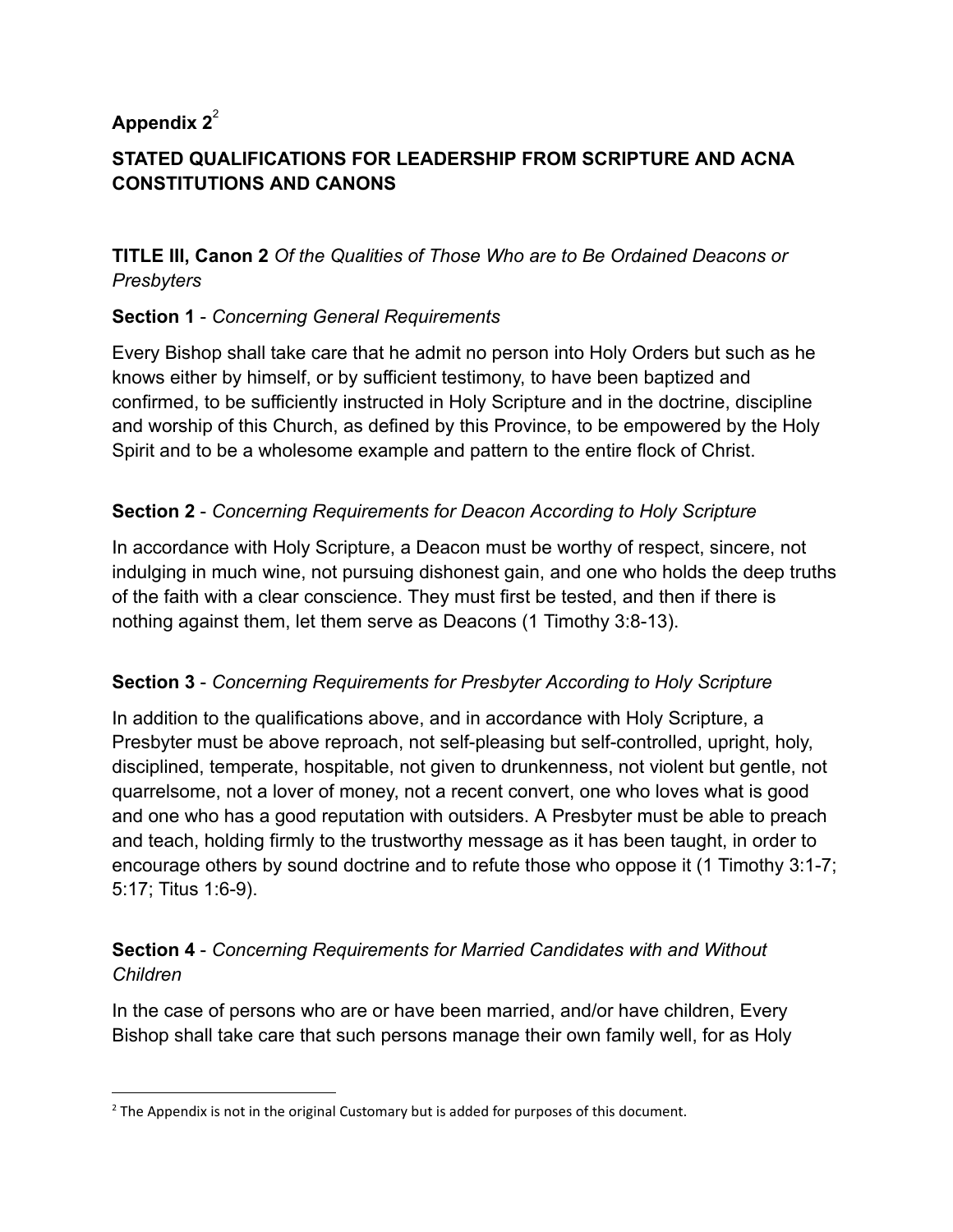## Appendix 2[2]

## STATED QUALIFICATIONS FOR LEADERSHIP FROM SCRIPTURE AND ACNA CONSTITUTIONS AND CANONS

### TITLE III, Canon 2 *Of the Qualities of Those Who are to Be Ordained Deacons or Presbyters*

**Section 1** - *Concerning General Requirements*

Every Bishop shall take care that he admit no person into Holy Orders but such as he knows either by himself, or by sufficient testimony, to have been baptized and confirmed, to be sufficiently instructed in Holy Scripture and in the doctrine, discipline and worship of this Church, as defined by this Province, to be empowered by the Holy Spirit and to be a wholesome example and pattern to the entire flock of Christ.

**Section 2** - *Concerning Requirements for Deacon According to Holy Scripture*

In accordance with Holy Scripture, a Deacon must be worthy of respect, sincere, not indulging in much wine, not pursuing dishonest gain, and one who holds the deep truths of the faith with a clear conscience. They must first be tested, and then if there is nothing against them, let them serve as Deacons (1 Timothy 3:8-13).

**Section 3** - *Concerning Requirements for Presbyter According to Holy Scripture*

In addition to the qualifications above, and in accordance with Holy Scripture, a Presbyter must be above reproach, not self-pleasing but self-controlled, upright, holy, disciplined, temperate, hospitable, not given to drunkenness, not violent but gentle, not quarrelsome, not a lover of money, not a recent convert, one who loves what is good and one who has a good reputation with outsiders. A Presbyter must be able to preach and teach, holding firmly to the trustworthy message as it has been taught, in order to encourage others by sound doctrine and to refute those who oppose it (1 Timothy 3:1-7; 5:17; Titus 1:6-9).

**Section 4** - *Concerning Requirements for Married Candidates with and Without Children*

In the case of persons who are or have been married, and/or have children, Every Bishop shall take care that such persons manage their own family well, for as Holy

[2] The Appendix is not in the original Customary but is added for purposes of this document.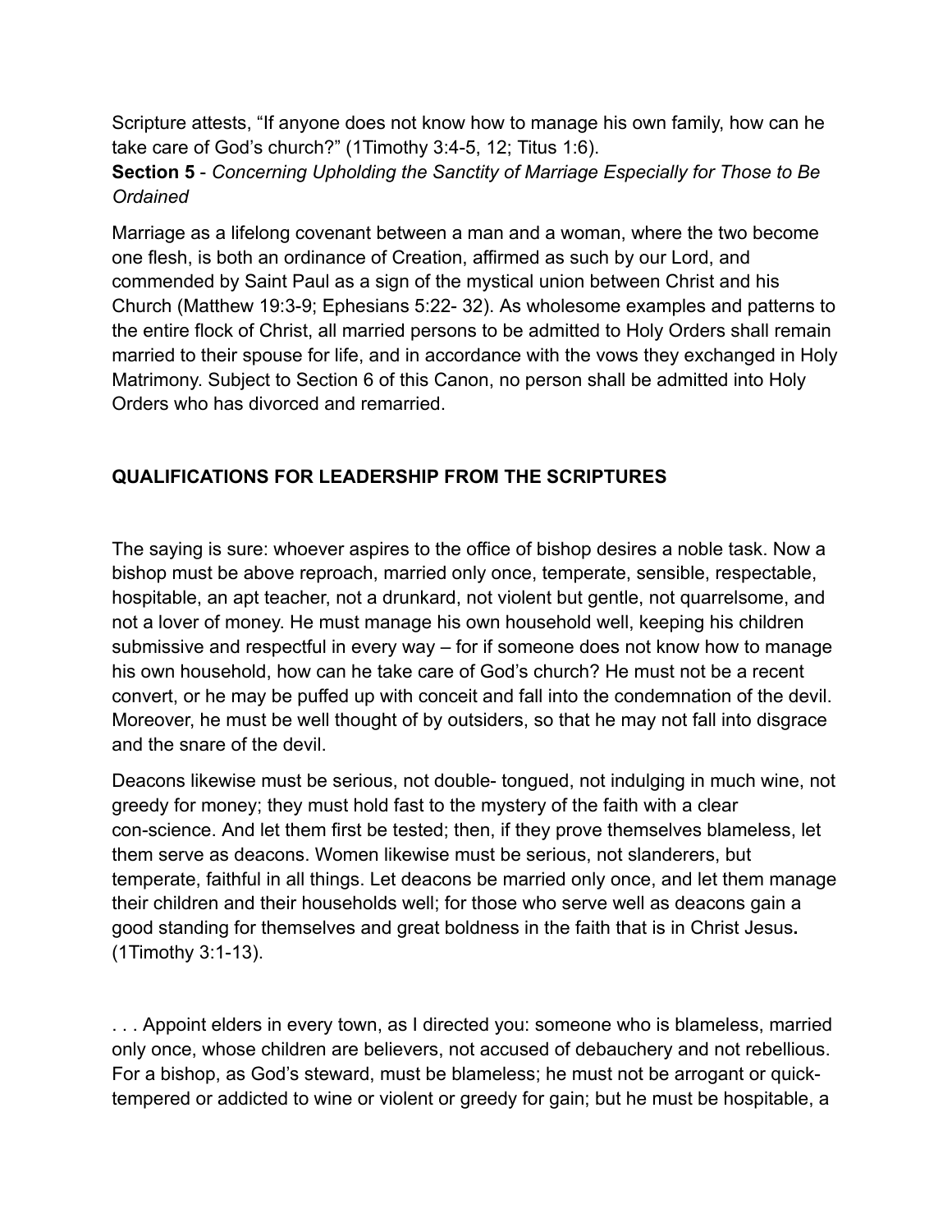Scripture attests, “If anyone does not know how to manage his own family, how can he take care of God’s church?” (1Timothy 3:4-5, 12; Titus 1:6).

**Section 5** - *Concerning Upholding the Sanctity of Marriage Especially for Those to Be Ordained*

Marriage as a lifelong covenant between a man and a woman, where the two become one flesh, is both an ordinance of Creation, affirmed as such by our Lord, and commended by Saint Paul as a sign of the mystical union between Christ and his Church (Matthew 19:3-9; Ephesians 5:22- 32). As wholesome examples and patterns to the entire flock of Christ, all married persons to be admitted to Holy Orders shall remain married to their spouse for life, and in accordance with the vows they exchanged in Holy Matrimony. Subject to Section 6 of this Canon, no person shall be admitted into Holy Orders who has divorced and remarried.

## QUALIFICATIONS FOR LEADERSHIP FROM THE SCRIPTURES

The saying is sure: whoever aspires to the office of bishop desires a noble task. Now a bishop must be above reproach, married only once, temperate, sensible, respectable, hospitable, an apt teacher, not a drunkard, not violent but gentle, not quarrelsome, and not a lover of money. He must manage his own household well, keeping his children submissive and respectful in every way – for if someone does not know how to manage his own household, how can he take care of God’s church? He must not be a recent convert, or he may be puffed up with conceit and fall into the condemnation of the devil. Moreover, he must be well thought of by outsiders, so that he may not fall into disgrace and the snare of the devil.

Deacons likewise must be serious, not double- tongued, not indulging in much wine, not greedy for money; they must hold fast to the mystery of the faith with a clear con-science. And let them first be tested; then, if they prove themselves blameless, let them serve as deacons. Women likewise must be serious, not slanderers, but temperate, faithful in all things. Let deacons be married only once, and let them manage their children and their households well; for those who serve well as deacons gain a good standing for themselves and great boldness in the faith that is in Christ Jesus**.** (1Timothy 3:1-13).

. . . Appoint elders in every town, as I directed you: someone who is blameless, married only once, whose children are believers, not accused of debauchery and not rebellious. For a bishop, as God’s steward, must be blameless; he must not be arrogant or quick-tempered or addicted to wine or violent or greedy for gain; but he must be hospitable, a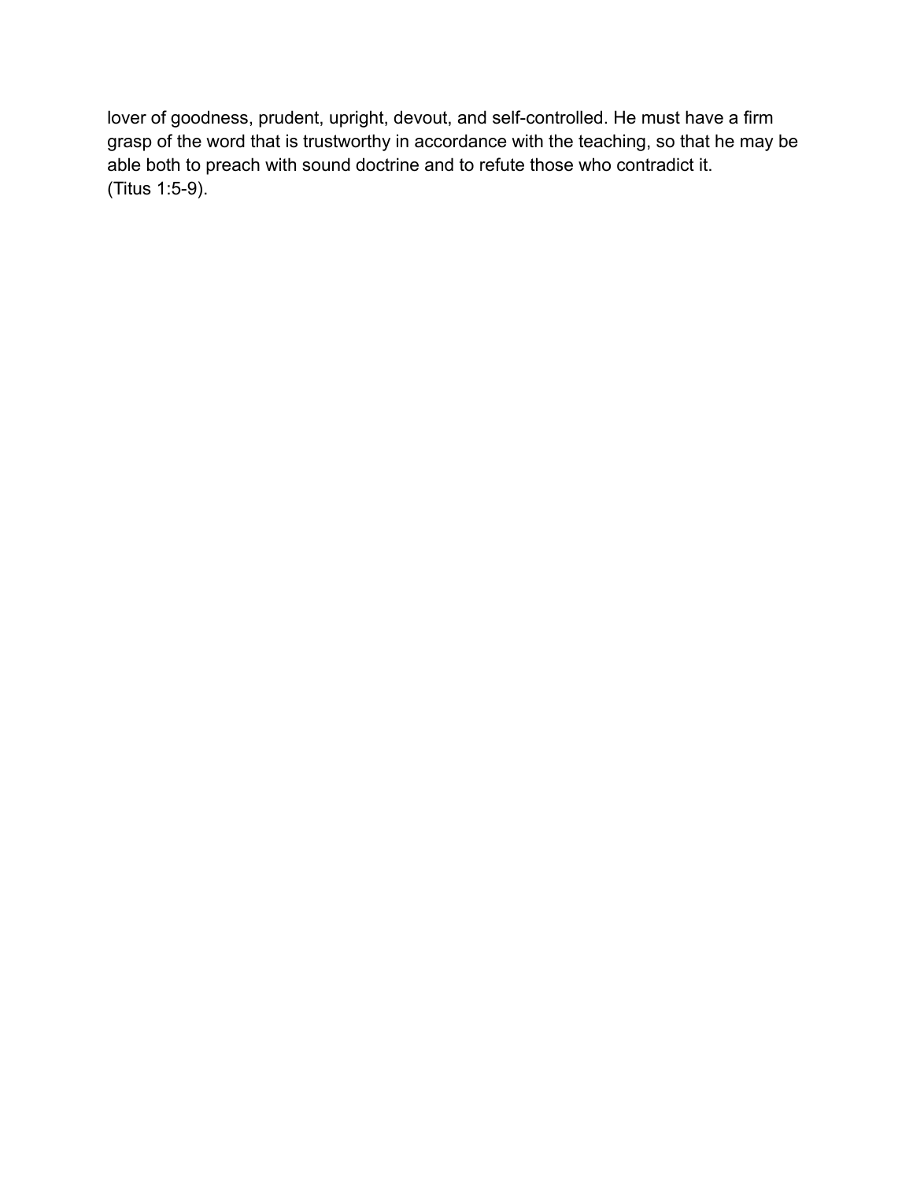lover of goodness, prudent, upright, devout, and self-controlled. He must have a firm grasp of the word that is trustworthy in accordance with the teaching, so that he may be able both to preach with sound doctrine and to refute those who contradict it.
(Titus 1:5-9).